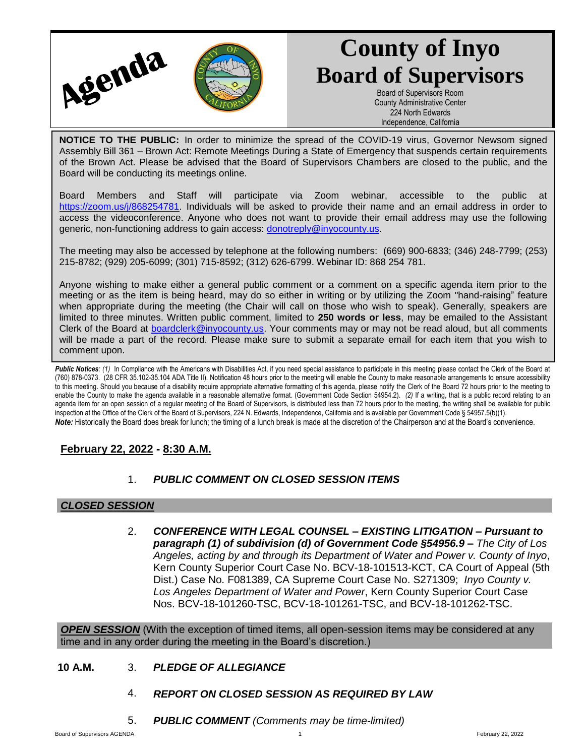Agenda

# County of Inyo Board of Supervisors

Board of Supervisors Room
County Administrative Center
224 North Edwards
Independence, California

**NOTICE TO THE PUBLIC:** In order to minimize the spread of the COVID-19 virus, Governor Newsom signed Assembly Bill 361 – Brown Act: Remote Meetings During a State of Emergency that suspends certain requirements of the Brown Act. Please be advised that the Board of Supervisors Chambers are closed to the public, and the Board will be conducting its meetings online.

Board Members and Staff will participate via Zoom webinar, accessible to the public at https://zoom.us/j/868254781. Individuals will be asked to provide their name and an email address in order to access the videoconference. Anyone who does not want to provide their email address may use the following generic, non-functioning address to gain access: donotreply@inyocounty.us.

The meeting may also be accessed by telephone at the following numbers: (669) 900-6833; (346) 248-7799; (253) 215-8782; (929) 205-6099; (301) 715-8592; (312) 626-6799. Webinar ID: 868 254 781.

Anyone wishing to make either a general public comment or a comment on a specific agenda item prior to the meeting or as the item is being heard, may do so either in writing or by utilizing the Zoom "hand-raising" feature when appropriate during the meeting (the Chair will call on those who wish to speak). Generally, speakers are limited to three minutes. Written public comment, limited to **250 words or less**, may be emailed to the Assistant Clerk of the Board at boardclerk@inyocounty.us. Your comments may or may not be read aloud, but all comments will be made a part of the record. Please make sure to submit a separate email for each item that you wish to comment upon.

***Public Notices**: (1)* In Compliance with the Americans with Disabilities Act, if you need special assistance to participate in this meeting please contact the Clerk of the Board at (760) 878-0373. (28 CFR 35.102-35.104 ADA Title II). Notification 48 hours prior to the meeting will enable the County to make reasonable arrangements to ensure accessibility to this meeting. Should you because of a disability require appropriate alternative formatting of this agenda, please notify the Clerk of the Board 72 hours prior to the meeting to enable the County to make the agenda available in a reasonable alternative format. (Government Code Section 54954.2). *(2)* If a writing, that is a public record relating to an agenda item for an open session of a regular meeting of the Board of Supervisors, is distributed less than 72 hours prior to the meeting, the writing shall be available for public inspection at the Office of the Clerk of the Board of Supervisors, 224 N. Edwards, Independence, California and is available per Government Code § 54957.5(b)(1).
***Note:*** Historically the Board does break for lunch; the timing of a lunch break is made at the discretion of the Chairperson and at the Board's convenience.

## February 22, 2022 - 8:30 A.M.

1. ***PUBLIC COMMENT ON CLOSED SESSION ITEMS***

## *CLOSED SESSION*

2. ***CONFERENCE WITH LEGAL COUNSEL – EXISTING LITIGATION – Pursuant to paragraph (1) of subdivision (d) of Government Code §54956.9 –*** *The City of Los Angeles, acting by and through its Department of Water and Power v. County of Inyo*, Kern County Superior Court Case No. BCV-18-101513-KCT, CA Court of Appeal (5th Dist.) Case No. F081389, CA Supreme Court Case No. S271309; *Inyo County v. Los Angeles Department of Water and Power*, Kern County Superior Court Case Nos. BCV-18-101260-TSC, BCV-18-101261-TSC, and BCV-18-101262-TSC.

***OPEN SESSION*** (With the exception of timed items, all open-session items may be considered at any time and in any order during the meeting in the Board's discretion.)

**10 A.M.** 3. ***PLEDGE OF ALLEGIANCE***

4. ***REPORT ON CLOSED SESSION AS REQUIRED BY LAW***

5. ***PUBLIC COMMENT*** *(Comments may be time-limited)*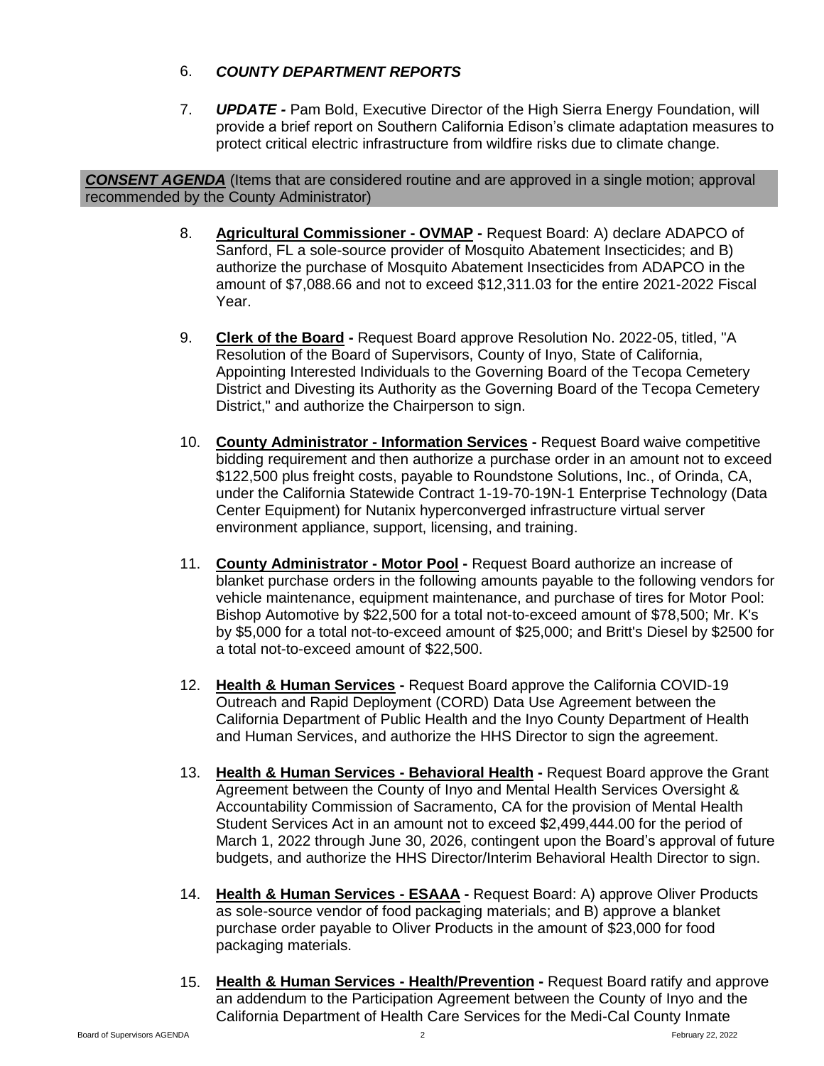6. ***COUNTY DEPARTMENT REPORTS***

7. ***UPDATE -*** Pam Bold, Executive Director of the High Sierra Energy Foundation, will provide a brief report on Southern California Edison's climate adaptation measures to protect critical electric infrastructure from wildfire risks due to climate change.

***CONSENT AGENDA*** (Items that are considered routine and are approved in a single motion; approval recommended by the County Administrator)

8. **Agricultural Commissioner - OVMAP -** Request Board: A) declare ADAPCO of Sanford, FL a sole-source provider of Mosquito Abatement Insecticides; and B) authorize the purchase of Mosquito Abatement Insecticides from ADAPCO in the amount of $7,088.66 and not to exceed $12,311.03 for the entire 2021-2022 Fiscal Year.

9. **Clerk of the Board -** Request Board approve Resolution No. 2022-05, titled, "A Resolution of the Board of Supervisors, County of Inyo, State of California, Appointing Interested Individuals to the Governing Board of the Tecopa Cemetery District and Divesting its Authority as the Governing Board of the Tecopa Cemetery District," and authorize the Chairperson to sign.

10. **County Administrator - Information Services -** Request Board waive competitive bidding requirement and then authorize a purchase order in an amount not to exceed $122,500 plus freight costs, payable to Roundstone Solutions, Inc., of Orinda, CA, under the California Statewide Contract 1-19-70-19N-1 Enterprise Technology (Data Center Equipment) for Nutanix hyperconverged infrastructure virtual server environment appliance, support, licensing, and training.

11. **County Administrator - Motor Pool -** Request Board authorize an increase of blanket purchase orders in the following amounts payable to the following vendors for vehicle maintenance, equipment maintenance, and purchase of tires for Motor Pool: Bishop Automotive by $22,500 for a total not-to-exceed amount of $78,500; Mr. K's by $5,000 for a total not-to-exceed amount of $25,000; and Britt's Diesel by $2500 for a total not-to-exceed amount of $22,500.

12. **Health & Human Services -** Request Board approve the California COVID-19 Outreach and Rapid Deployment (CORD) Data Use Agreement between the California Department of Public Health and the Inyo County Department of Health and Human Services, and authorize the HHS Director to sign the agreement.

13. **Health & Human Services - Behavioral Health -** Request Board approve the Grant Agreement between the County of Inyo and Mental Health Services Oversight & Accountability Commission of Sacramento, CA for the provision of Mental Health Student Services Act in an amount not to exceed $2,499,444.00 for the period of March 1, 2022 through June 30, 2026, contingent upon the Board's approval of future budgets, and authorize the HHS Director/Interim Behavioral Health Director to sign.

14. **Health & Human Services - ESAAA -** Request Board: A) approve Oliver Products as sole-source vendor of food packaging materials; and B) approve a blanket purchase order payable to Oliver Products in the amount of $23,000 for food packaging materials.

15. **Health & Human Services - Health/Prevention -** Request Board ratify and approve an addendum to the Participation Agreement between the County of Inyo and the California Department of Health Care Services for the Medi-Cal County Inmate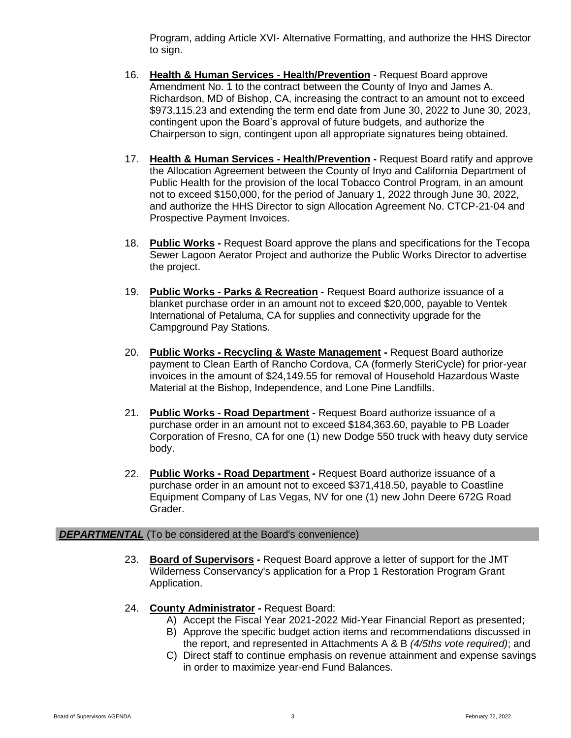Program, adding Article XVI- Alternative Formatting, and authorize the HHS Director to sign.

16. **Health & Human Services - Health/Prevention -** Request Board approve Amendment No. 1 to the contract between the County of Inyo and James A. Richardson, MD of Bishop, CA, increasing the contract to an amount not to exceed $973,115.23 and extending the term end date from June 30, 2022 to June 30, 2023, contingent upon the Board's approval of future budgets, and authorize the Chairperson to sign, contingent upon all appropriate signatures being obtained.

17. **Health & Human Services - Health/Prevention -** Request Board ratify and approve the Allocation Agreement between the County of Inyo and California Department of Public Health for the provision of the local Tobacco Control Program, in an amount not to exceed $150,000, for the period of January 1, 2022 through June 30, 2022, and authorize the HHS Director to sign Allocation Agreement No. CTCP-21-04 and Prospective Payment Invoices.

18. **Public Works -** Request Board approve the plans and specifications for the Tecopa Sewer Lagoon Aerator Project and authorize the Public Works Director to advertise the project.

19. **Public Works - Parks & Recreation -** Request Board authorize issuance of a blanket purchase order in an amount not to exceed $20,000, payable to Ventek International of Petaluma, CA for supplies and connectivity upgrade for the Campground Pay Stations.

20. **Public Works - Recycling & Waste Management -** Request Board authorize payment to Clean Earth of Rancho Cordova, CA (formerly SteriCycle) for prior-year invoices in the amount of $24,149.55 for removal of Household Hazardous Waste Material at the Bishop, Independence, and Lone Pine Landfills.

21. **Public Works - Road Department -** Request Board authorize issuance of a purchase order in an amount not to exceed $184,363.60, payable to PB Loader Corporation of Fresno, CA for one (1) new Dodge 550 truck with heavy duty service body.

22. **Public Works - Road Department -** Request Board authorize issuance of a purchase order in an amount not to exceed $371,418.50, payable to Coastline Equipment Company of Las Vegas, NV for one (1) new John Deere 672G Road Grader.

## ***DEPARTMENTAL*** (To be considered at the Board's convenience)

23. **Board of Supervisors -** Request Board approve a letter of support for the JMT Wilderness Conservancy's application for a Prop 1 Restoration Program Grant Application.

24. **County Administrator -** Request Board:
    A) Accept the Fiscal Year 2021-2022 Mid-Year Financial Report as presented;
    B) Approve the specific budget action items and recommendations discussed in the report, and represented in Attachments A & B *(4/5ths vote required)*; and
    C) Direct staff to continue emphasis on revenue attainment and expense savings in order to maximize year-end Fund Balances.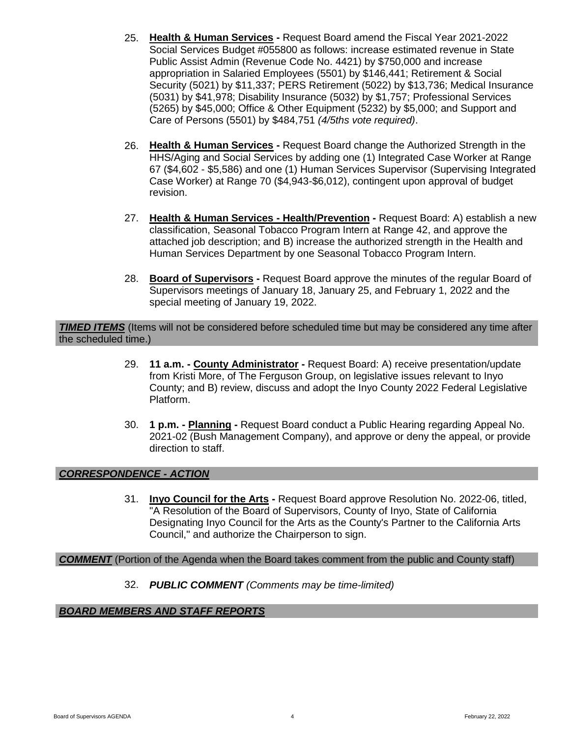25. **Health & Human Services -** Request Board amend the Fiscal Year 2021-2022 Social Services Budget #055800 as follows: increase estimated revenue in State Public Assist Admin (Revenue Code No. 4421) by $750,000 and increase appropriation in Salaried Employees (5501) by $146,441; Retirement & Social Security (5021) by $11,337; PERS Retirement (5022) by $13,736; Medical Insurance (5031) by $41,978; Disability Insurance (5032) by $1,757; Professional Services (5265) by $45,000; Office & Other Equipment (5232) by $5,000; and Support and Care of Persons (5501) by $484,751 *(4/5ths vote required)*.

26. **Health & Human Services -** Request Board change the Authorized Strength in the HHS/Aging and Social Services by adding one (1) Integrated Case Worker at Range 67 ($4,602 - $5,586) and one (1) Human Services Supervisor (Supervising Integrated Case Worker) at Range 70 ($4,943-$6,012), contingent upon approval of budget revision.

27. **Health & Human Services - Health/Prevention -** Request Board: A) establish a new classification, Seasonal Tobacco Program Intern at Range 42, and approve the attached job description; and B) increase the authorized strength in the Health and Human Services Department by one Seasonal Tobacco Program Intern.

28. **Board of Supervisors -** Request Board approve the minutes of the regular Board of Supervisors meetings of January 18, January 25, and February 1, 2022 and the special meeting of January 19, 2022.

***TIMED ITEMS*** (Items will not be considered before scheduled time but may be considered any time after the scheduled time.)

29. **11 a.m. - County Administrator -** Request Board: A) receive presentation/update from Kristi More, of The Ferguson Group, on legislative issues relevant to Inyo County; and B) review, discuss and adopt the Inyo County 2022 Federal Legislative Platform.

30. **1 p.m. - Planning -** Request Board conduct a Public Hearing regarding Appeal No. 2021-02 (Bush Management Company), and approve or deny the appeal, or provide direction to staff.

***CORRESPONDENCE - ACTION***

31. **Inyo Council for the Arts -** Request Board approve Resolution No. 2022-06, titled, "A Resolution of the Board of Supervisors, County of Inyo, State of California Designating Inyo Council for the Arts as the County's Partner to the California Arts Council," and authorize the Chairperson to sign.

***COMMENT*** (Portion of the Agenda when the Board takes comment from the public and County staff)

32. ***PUBLIC COMMENT*** *(Comments may be time-limited)*

***BOARD MEMBERS AND STAFF REPORTS***